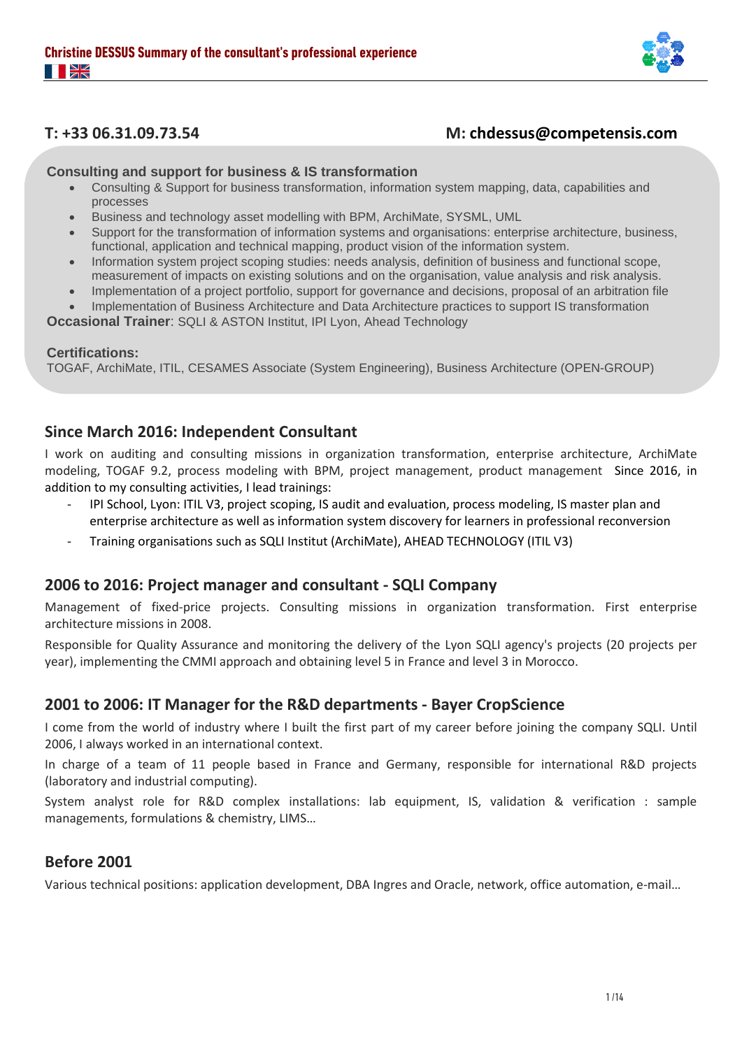# Christine DESSUS Summary of the consultant's professional experience

**T: +33 06.31.09.73.54** **M: chdessus@competensis.com**

**Consulting and support for business & IS transformation**

- Consulting & Support for business transformation, information system mapping, data, capabilities and processes
- Business and technology asset modelling with BPM, ArchiMate, SYSML, UML
- Support for the transformation of information systems and organisations: enterprise architecture, business, functional, application and technical mapping, product vision of the information system.
- Information system project scoping studies: needs analysis, definition of business and functional scope, measurement of impacts on existing solutions and on the organisation, value analysis and risk analysis.
- Implementation of a project portfolio, support for governance and decisions, proposal of an arbitration file
- Implementation of Business Architecture and Data Architecture practices to support IS transformation

**Occasional Trainer**: SQLI & ASTON Institut, IPI Lyon, Ahead Technology

**Certifications:**
TOGAF, ArchiMate, ITIL, CESAMES Associate (System Engineering), Business Architecture (OPEN-GROUP)

## Since March 2016: Independent Consultant

I work on auditing and consulting missions in organization transformation, enterprise architecture, ArchiMate modeling, TOGAF 9.2, process modeling with BPM, project management, product management Since 2016, in addition to my consulting activities, I lead trainings:

- IPI School, Lyon: ITIL V3, project scoping, IS audit and evaluation, process modeling, IS master plan and enterprise architecture as well as information system discovery for learners in professional reconversion
- Training organisations such as SQLI Institut (ArchiMate), AHEAD TECHNOLOGY (ITIL V3)

## 2006 to 2016: Project manager and consultant - SQLI Company

Management of fixed-price projects. Consulting missions in organization transformation. First enterprise architecture missions in 2008.

Responsible for Quality Assurance and monitoring the delivery of the Lyon SQLI agency's projects (20 projects per year), implementing the CMMI approach and obtaining level 5 in France and level 3 in Morocco.

## 2001 to 2006: IT Manager for the R&D departments - Bayer CropScience

I come from the world of industry where I built the first part of my career before joining the company SQLI. Until 2006, I always worked in an international context.

In charge of a team of 11 people based in France and Germany, responsible for international R&D projects (laboratory and industrial computing).

System analyst role for R&D complex installations: lab equipment, IS, validation & verification : sample managements, formulations & chemistry, LIMS…

## Before 2001

Various technical positions: application development, DBA Ingres and Oracle, network, office automation, e-mail…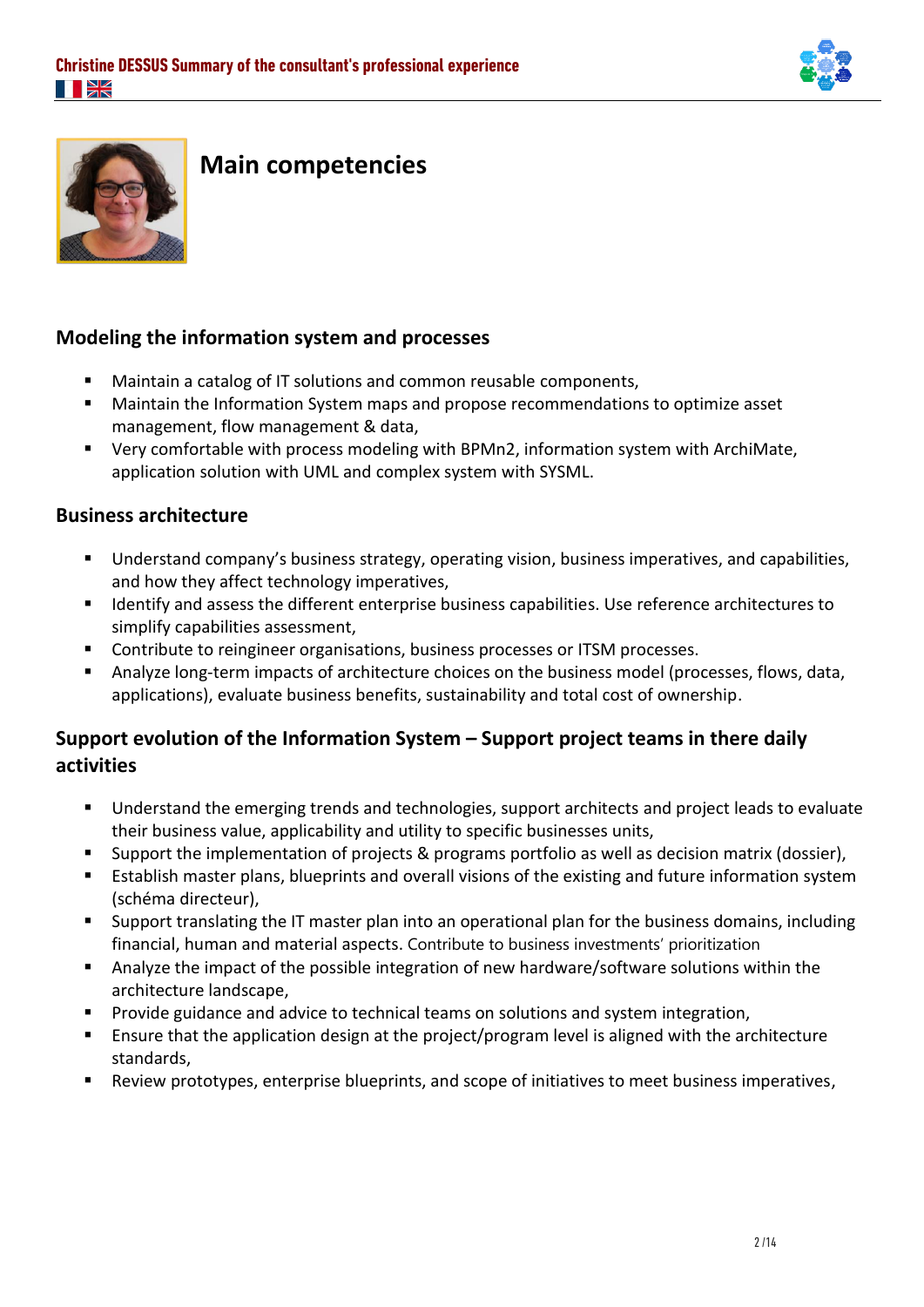# Main competencies

## Modeling the information system and processes

- Maintain a catalog of IT solutions and common reusable components,
- Maintain the Information System maps and propose recommendations to optimize asset management, flow management & data,
- Very comfortable with process modeling with BPMn2, information system with ArchiMate, application solution with UML and complex system with SYSML.

## Business architecture

- Understand company's business strategy, operating vision, business imperatives, and capabilities, and how they affect technology imperatives,
- Identify and assess the different enterprise business capabilities. Use reference architectures to simplify capabilities assessment,
- Contribute to reingineer organisations, business processes or ITSM processes.
- Analyze long-term impacts of architecture choices on the business model (processes, flows, data, applications), evaluate business benefits, sustainability and total cost of ownership.

## Support evolution of the Information System – Support project teams in there daily activities

- Understand the emerging trends and technologies, support architects and project leads to evaluate their business value, applicability and utility to specific businesses units,
- Support the implementation of projects & programs portfolio as well as decision matrix (dossier),
- Establish master plans, blueprints and overall visions of the existing and future information system (schéma directeur),
- Support translating the IT master plan into an operational plan for the business domains, including financial, human and material aspects. Contribute to business investments' prioritization
- Analyze the impact of the possible integration of new hardware/software solutions within the architecture landscape,
- Provide guidance and advice to technical teams on solutions and system integration,
- Ensure that the application design at the project/program level is aligned with the architecture standards,
- Review prototypes, enterprise blueprints, and scope of initiatives to meet business imperatives,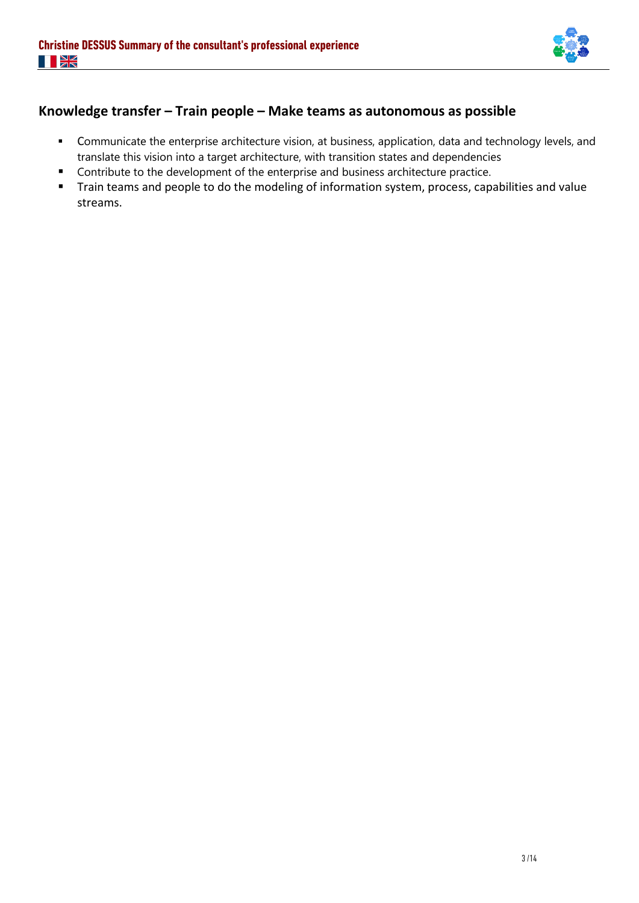## Knowledge transfer – Train people – Make teams as autonomous as possible

- Communicate the enterprise architecture vision, at business, application, data and technology levels, and translate this vision into a target architecture, with transition states and dependencies
- Contribute to the development of the enterprise and business architecture practice.
- Train teams and people to do the modeling of information system, process, capabilities and value streams.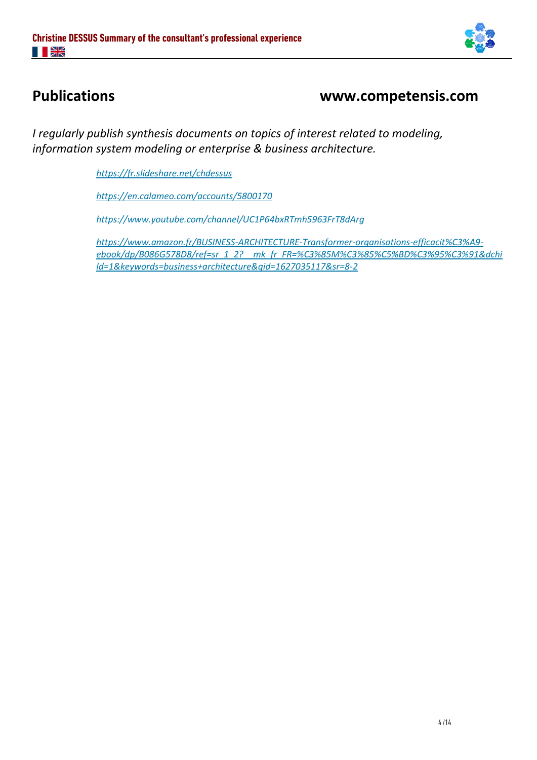## Publications www.competensis.com

*I regularly publish synthesis documents on topics of interest related to modeling, information system modeling or enterprise & business architecture.*

*https://fr.slideshare.net/chdessus*

*https://en.calameo.com/accounts/5800170*

*https://www.youtube.com/channel/UC1P64bxRTmh5963FrT8dArg*

*https://www.amazon.fr/BUSINESS-ARCHITECTURE-Transformer-organisations-efficacit%C3%A9-ebook/dp/B086G578D8/ref=sr_1_2?__mk_fr_FR=%C3%85M%C3%85%C5%BD%C3%95%C3%91&dchild=1&keywords=business+architecture&qid=1627035117&sr=8-2*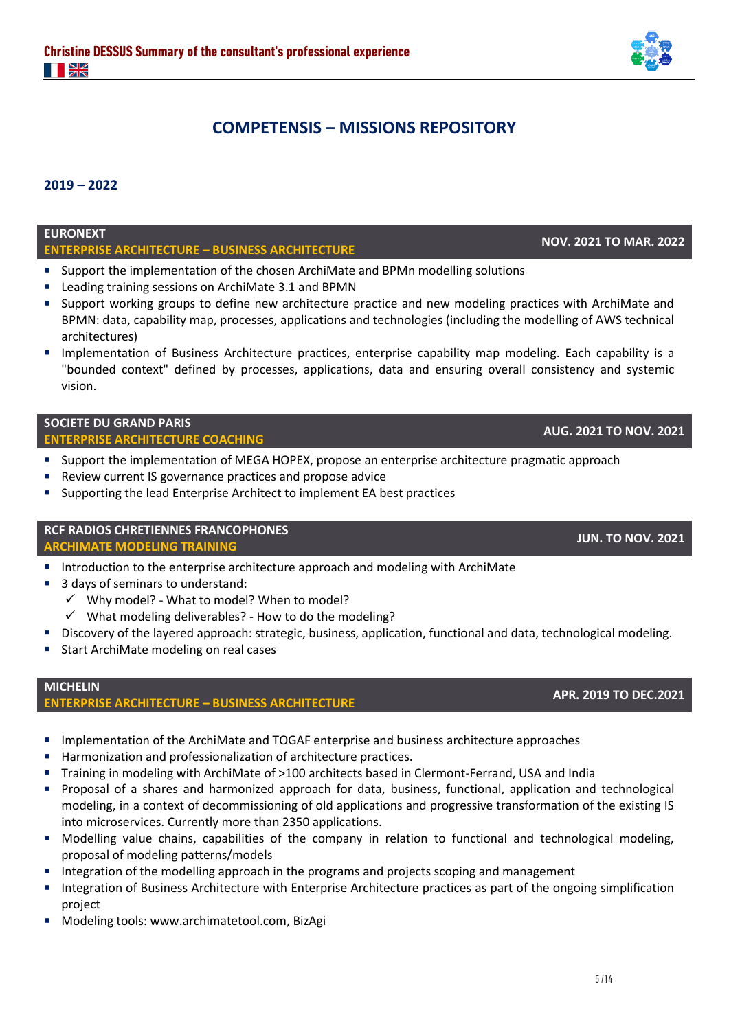# COMPETENSIS – MISSIONS REPOSITORY

## 2019 – 2022

### EURONEXT
**ENTERPRISE ARCHITECTURE – BUSINESS ARCHITECTURE** — **NOV. 2021 TO MAR. 2022**

- Support the implementation of the chosen ArchiMate and BPMn modelling solutions
- Leading training sessions on ArchiMate 3.1 and BPMN
- Support working groups to define new architecture practice and new modeling practices with ArchiMate and BPMN: data, capability map, processes, applications and technologies (including the modelling of AWS technical architectures)
- Implementation of Business Architecture practices, enterprise capability map modeling. Each capability is a "bounded context" defined by processes, applications, data and ensuring overall consistency and systemic vision.

### SOCIETE DU GRAND PARIS
**ENTERPRISE ARCHITECTURE COACHING** — **AUG. 2021 TO NOV. 2021**

- Support the implementation of MEGA HOPEX, propose an enterprise architecture pragmatic approach
- Review current IS governance practices and propose advice
- Supporting the lead Enterprise Architect to implement EA best practices

### RCF RADIOS CHRETIENNES FRANCOPHONES
**ARCHIMATE MODELING TRAINING** — **JUN. TO NOV. 2021**

- Introduction to the enterprise architecture approach and modeling with ArchiMate
- 3 days of seminars to understand:
  - ✓ Why model? - What to model? When to model?
  - ✓ What modeling deliverables? - How to do the modeling?
- Discovery of the layered approach: strategic, business, application, functional and data, technological modeling.
- Start ArchiMate modeling on real cases

### MICHELIN
**ENTERPRISE ARCHITECTURE – BUSINESS ARCHITECTURE** — **APR. 2019 TO DEC.2021**

- Implementation of the ArchiMate and TOGAF enterprise and business architecture approaches
- Harmonization and professionalization of architecture practices.
- Training in modeling with ArchiMate of >100 architects based in Clermont-Ferrand, USA and India
- Proposal of a shares and harmonized approach for data, business, functional, application and technological modeling, in a context of decommissioning of old applications and progressive transformation of the existing IS into microservices. Currently more than 2350 applications.
- Modelling value chains, capabilities of the company in relation to functional and technological modeling, proposal of modeling patterns/models
- Integration of the modelling approach in the programs and projects scoping and management
- Integration of Business Architecture with Enterprise Architecture practices as part of the ongoing simplification project
- Modeling tools: www.archimatetool.com, BizAgi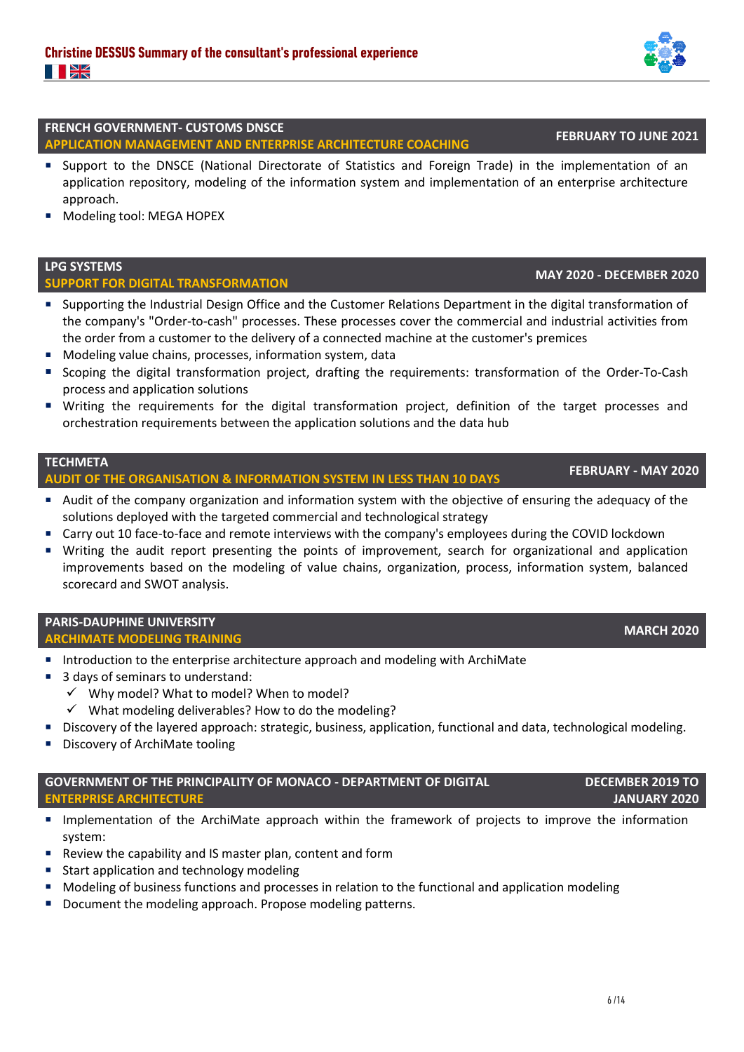## FRENCH GOVERNMENT- CUSTOMS DNSCE
### APPLICATION MANAGEMENT AND ENTERPRISE ARCHITECTURE COACHING
**FEBRUARY TO JUNE 2021**

- Support to the DNSCE (National Directorate of Statistics and Foreign Trade) in the implementation of an application repository, modeling of the information system and implementation of an enterprise architecture approach.
- Modeling tool: MEGA HOPEX

## LPG SYSTEMS
### SUPPORT FOR DIGITAL TRANSFORMATION
**MAY 2020 - DECEMBER 2020**

- Supporting the Industrial Design Office and the Customer Relations Department in the digital transformation of the company's "Order-to-cash" processes. These processes cover the commercial and industrial activities from the order from a customer to the delivery of a connected machine at the customer's premises
- Modeling value chains, processes, information system, data
- Scoping the digital transformation project, drafting the requirements: transformation of the Order-To-Cash process and application solutions
- Writing the requirements for the digital transformation project, definition of the target processes and orchestration requirements between the application solutions and the data hub

## TECHMETA
### AUDIT OF THE ORGANISATION & INFORMATION SYSTEM IN LESS THAN 10 DAYS
**FEBRUARY - MAY 2020**

- Audit of the company organization and information system with the objective of ensuring the adequacy of the solutions deployed with the targeted commercial and technological strategy
- Carry out 10 face-to-face and remote interviews with the company's employees during the COVID lockdown
- Writing the audit report presenting the points of improvement, search for organizational and application improvements based on the modeling of value chains, organization, process, information system, balanced scorecard and SWOT analysis.

## PARIS-DAUPHINE UNIVERSITY
### ARCHIMATE MODELING TRAINING
**MARCH 2020**

- Introduction to the enterprise architecture approach and modeling with ArchiMate
- 3 days of seminars to understand:
  - ✓ Why model? What to model? When to model?
  - ✓ What modeling deliverables? How to do the modeling?
- Discovery of the layered approach: strategic, business, application, functional and data, technological modeling.
- Discovery of ArchiMate tooling

## GOVERNMENT OF THE PRINCIPALITY OF MONACO - DEPARTMENT OF DIGITAL
### ENTERPRISE ARCHITECTURE
**DECEMBER 2019 TO JANUARY 2020**

- Implementation of the ArchiMate approach within the framework of projects to improve the information system:
- Review the capability and IS master plan, content and form
- Start application and technology modeling
- Modeling of business functions and processes in relation to the functional and application modeling
- Document the modeling approach. Propose modeling patterns.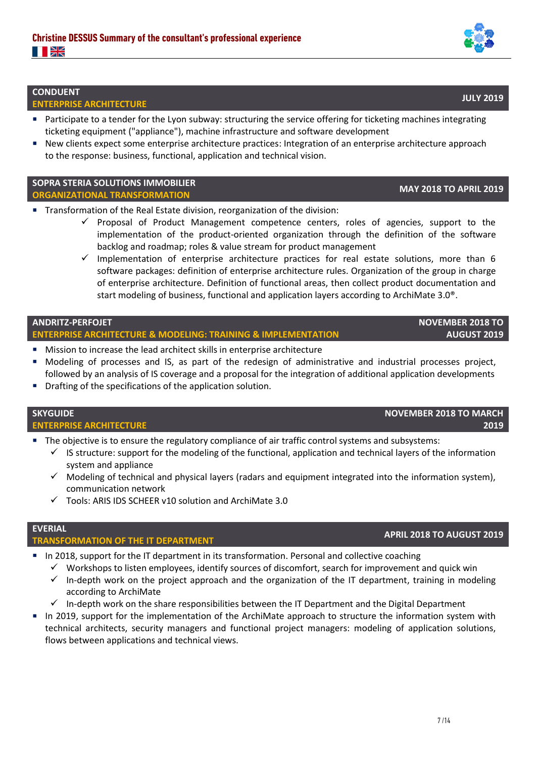## CONDUENT
**ENTERPRISE ARCHITECTURE** — **JULY 2019**

- Participate to a tender for the Lyon subway: structuring the service offering for ticketing machines integrating ticketing equipment ("appliance"), machine infrastructure and software development
- New clients expect some enterprise architecture practices: Integration of an enterprise architecture approach to the response: business, functional, application and technical vision.

## SOPRA STERIA SOLUTIONS IMMOBILIER
**ORGANIZATIONAL TRANSFORMATION** — **MAY 2018 TO APRIL 2019**

- Transformation of the Real Estate division, reorganization of the division:
  - ✓ Proposal of Product Management competence centers, roles of agencies, support to the implementation of the product-oriented organization through the definition of the software backlog and roadmap; roles & value stream for product management
  - ✓ Implementation of enterprise architecture practices for real estate solutions, more than 6 software packages: definition of enterprise architecture rules. Organization of the group in charge of enterprise architecture. Definition of functional areas, then collect product documentation and start modeling of business, functional and application layers according to ArchiMate 3.0®.

## ANDRITZ-PERFOJET
**ENTERPRISE ARCHITECTURE & MODELING: TRAINING & IMPLEMENTATION** — **NOVEMBER 2018 TO AUGUST 2019**

- Mission to increase the lead architect skills in enterprise architecture
- Modeling of processes and IS, as part of the redesign of administrative and industrial processes project, followed by an analysis of IS coverage and a proposal for the integration of additional application developments
- Drafting of the specifications of the application solution.

## SKYGUIDE
**ENTERPRISE ARCHITECTURE** — **NOVEMBER 2018 TO MARCH 2019**

- The objective is to ensure the regulatory compliance of air traffic control systems and subsystems:
  - ✓ IS structure: support for the modeling of the functional, application and technical layers of the information system and appliance
  - ✓ Modeling of technical and physical layers (radars and equipment integrated into the information system), communication network
  - ✓ Tools: ARIS IDS SCHEER v10 solution and ArchiMate 3.0

## EVERIAL
**TRANSFORMATION OF THE IT DEPARTMENT** — **APRIL 2018 TO AUGUST 2019**

- In 2018, support for the IT department in its transformation. Personal and collective coaching
  - ✓ Workshops to listen employees, identify sources of discomfort, search for improvement and quick win
  - ✓ In-depth work on the project approach and the organization of the IT department, training in modeling according to ArchiMate
  - ✓ In-depth work on the share responsibilities between the IT Department and the Digital Department
- In 2019, support for the implementation of the ArchiMate approach to structure the information system with technical architects, security managers and functional project managers: modeling of application solutions, flows between applications and technical views.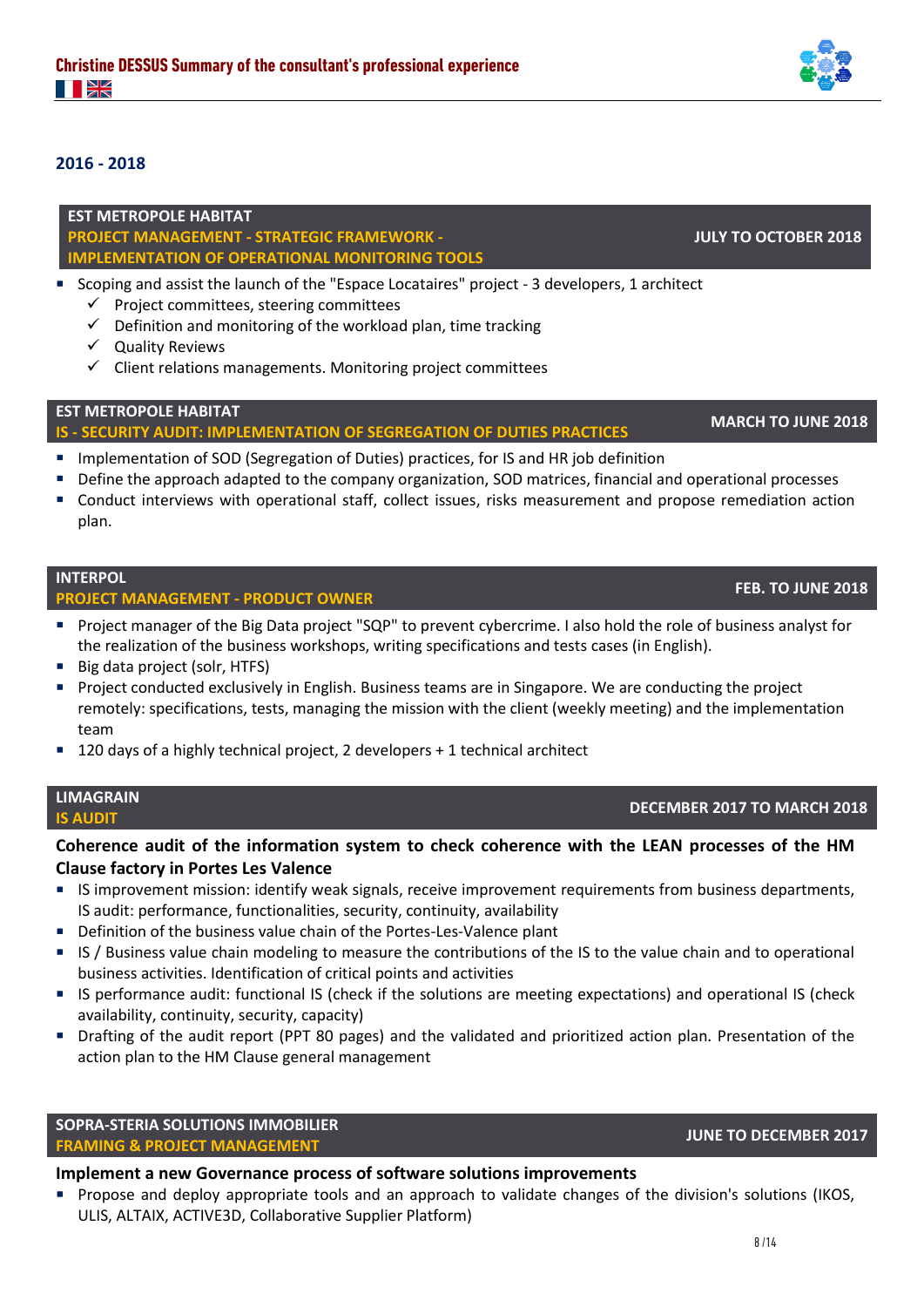## 2016 - 2018

### EST METROPOLE HABITAT
**PROJECT MANAGEMENT - STRATEGIC FRAMEWORK - IMPLEMENTATION OF OPERATIONAL MONITORING TOOLS** — **JULY TO OCTOBER 2018**

- Scoping and assist the launch of the "Espace Locataires" project - 3 developers, 1 architect
  - ✓ Project committees, steering committees
  - ✓ Definition and monitoring of the workload plan, time tracking
  - ✓ Quality Reviews
  - ✓ Client relations managements. Monitoring project committees

### EST METROPOLE HABITAT
**IS - SECURITY AUDIT: IMPLEMENTATION OF SEGREGATION OF DUTIES PRACTICES** — **MARCH TO JUNE 2018**

- Implementation of SOD (Segregation of Duties) practices, for IS and HR job definition
- Define the approach adapted to the company organization, SOD matrices, financial and operational processes
- Conduct interviews with operational staff, collect issues, risks measurement and propose remediation action plan.

### INTERPOL
**PROJECT MANAGEMENT - PRODUCT OWNER** — **FEB. TO JUNE 2018**

- Project manager of the Big Data project "SQP" to prevent cybercrime. I also hold the role of business analyst for the realization of the business workshops, writing specifications and tests cases (in English).
- Big data project (solr, HTFS)
- Project conducted exclusively in English. Business teams are in Singapore. We are conducting the project remotely: specifications, tests, managing the mission with the client (weekly meeting) and the implementation team
- 120 days of a highly technical project, 2 developers + 1 technical architect

### LIMAGRAIN
**IS AUDIT** — **DECEMBER 2017 TO MARCH 2018**

**Coherence audit of the information system to check coherence with the LEAN processes of the HM Clause factory in Portes Les Valence**

- IS improvement mission: identify weak signals, receive improvement requirements from business departments, IS audit: performance, functionalities, security, continuity, availability
- Definition of the business value chain of the Portes-Les-Valence plant
- IS / Business value chain modeling to measure the contributions of the IS to the value chain and to operational business activities. Identification of critical points and activities
- IS performance audit: functional IS (check if the solutions are meeting expectations) and operational IS (check availability, continuity, security, capacity)
- Drafting of the audit report (PPT 80 pages) and the validated and prioritized action plan. Presentation of the action plan to the HM Clause general management

### SOPRA-STERIA SOLUTIONS IMMOBILIER
**FRAMING & PROJECT MANAGEMENT** — **JUNE TO DECEMBER 2017**

**Implement a new Governance process of software solutions improvements**

- Propose and deploy appropriate tools and an approach to validate changes of the division's solutions (IKOS, ULIS, ALTAIX, ACTIVE3D, Collaborative Supplier Platform)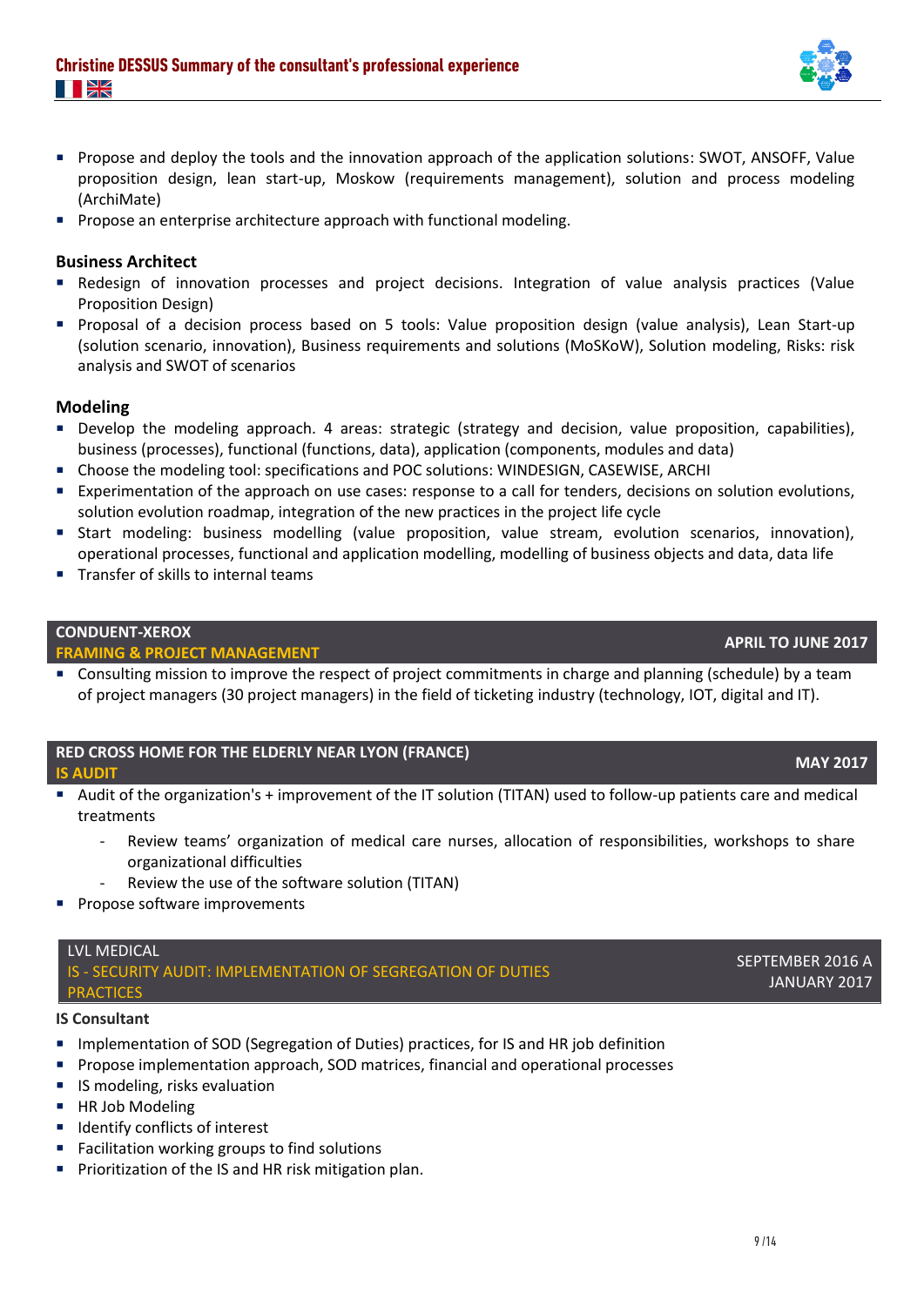- Propose and deploy the tools and the innovation approach of the application solutions: SWOT, ANSOFF, Value proposition design, lean start-up, Moskow (requirements management), solution and process modeling (ArchiMate)
- Propose an enterprise architecture approach with functional modeling.

### Business Architect

- Redesign of innovation processes and project decisions. Integration of value analysis practices (Value Proposition Design)
- Proposal of a decision process based on 5 tools: Value proposition design (value analysis), Lean Start-up (solution scenario, innovation), Business requirements and solutions (MoSKoW), Solution modeling, Risks: risk analysis and SWOT of scenarios

### Modeling

- Develop the modeling approach. 4 areas: strategic (strategy and decision, value proposition, capabilities), business (processes), functional (functions, data), application (components, modules and data)
- Choose the modeling tool: specifications and POC solutions: WINDESIGN, CASEWISE, ARCHI
- Experimentation of the approach on use cases: response to a call for tenders, decisions on solution evolutions, solution evolution roadmap, integration of the new practices in the project life cycle
- Start modeling: business modelling (value proposition, value stream, evolution scenarios, innovation), operational processes, functional and application modelling, modelling of business objects and data, data life
- Transfer of skills to internal teams

## CONDUENT-XEROX — APRIL TO JUNE 2017
**FRAMING & PROJECT MANAGEMENT**

- Consulting mission to improve the respect of project commitments in charge and planning (schedule) by a team of project managers (30 project managers) in the field of ticketing industry (technology, IOT, digital and IT).

## RED CROSS HOME FOR THE ELDERLY NEAR LYON (FRANCE) — MAY 2017
**IS AUDIT**

- Audit of the organization's + improvement of the IT solution (TITAN) used to follow-up patients care and medical treatments
  - Review teams' organization of medical care nurses, allocation of responsibilities, workshops to share organizational difficulties
  - Review the use of the software solution (TITAN)
- Propose software improvements

## LVL MEDICAL — SEPTEMBER 2016 A JANUARY 2017
**IS - SECURITY AUDIT: IMPLEMENTATION OF SEGREGATION OF DUTIES PRACTICES**

### IS Consultant

- Implementation of SOD (Segregation of Duties) practices, for IS and HR job definition
- Propose implementation approach, SOD matrices, financial and operational processes
- IS modeling, risks evaluation
- HR Job Modeling
- Identify conflicts of interest
- Facilitation working groups to find solutions
- Prioritization of the IS and HR risk mitigation plan.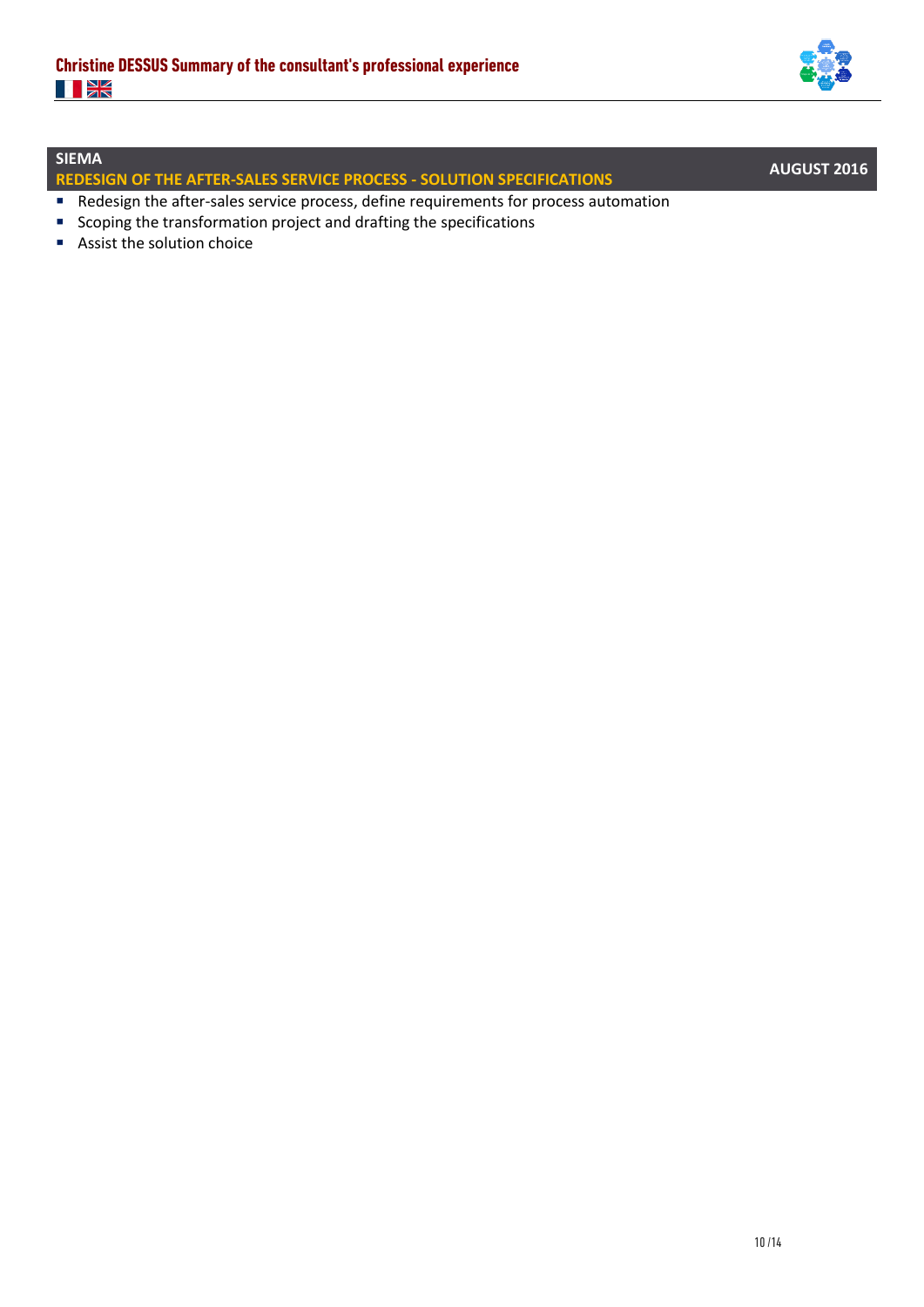**SIEMA**

**REDESIGN OF THE AFTER-SALES SERVICE PROCESS - SOLUTION SPECIFICATIONS** — **AUGUST 2016**

- Redesign the after-sales service process, define requirements for process automation
- Scoping the transformation project and drafting the specifications
- Assist the solution choice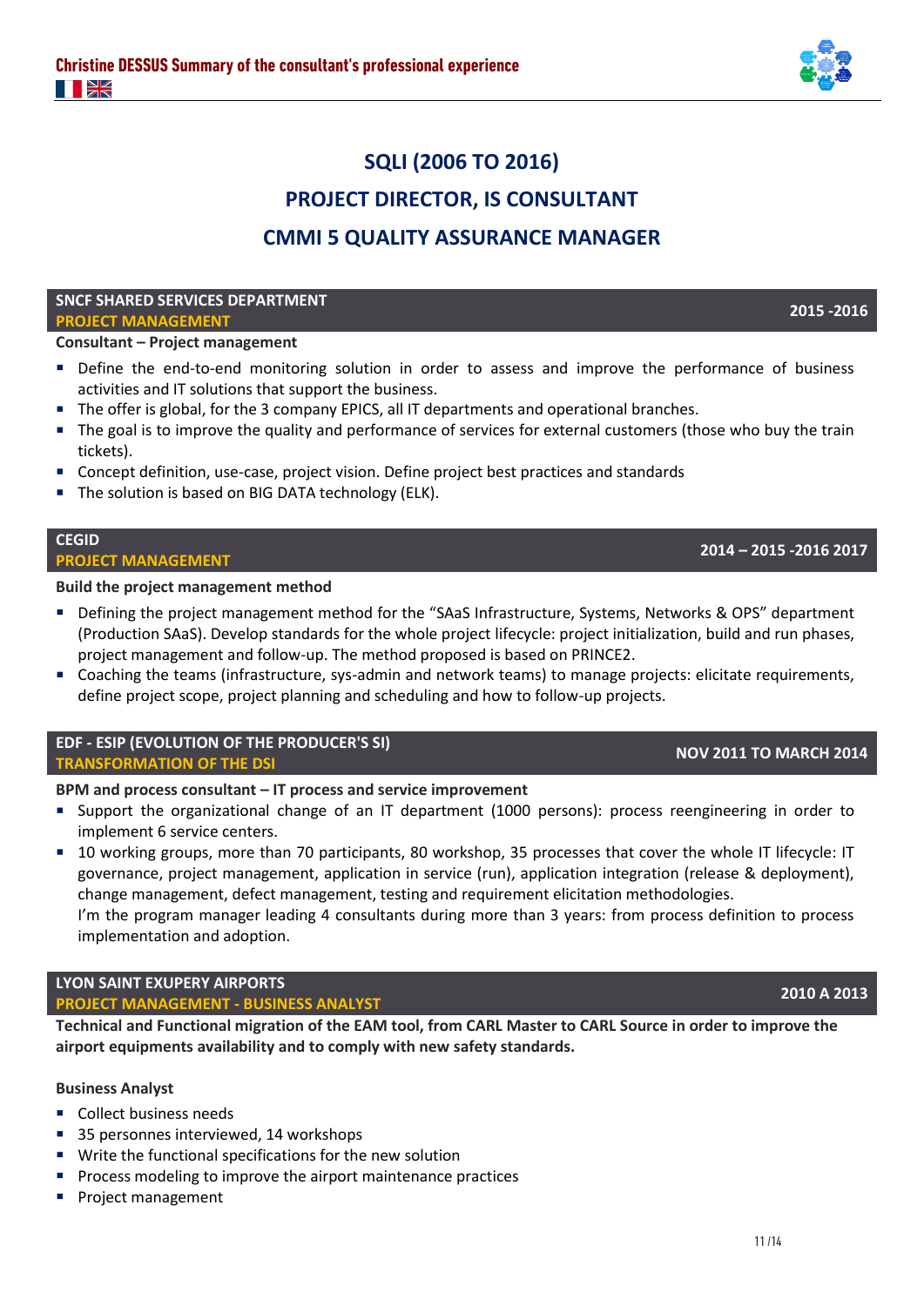# SQLI (2006 TO 2016)

# PROJECT DIRECTOR, IS CONSULTANT

# CMMI 5 QUALITY ASSURANCE MANAGER

## SNCF SHARED SERVICES DEPARTMENT — PROJECT MANAGEMENT — 2015 -2016

**Consultant – Project management**

- Define the end-to-end monitoring solution in order to assess and improve the performance of business activities and IT solutions that support the business.
- The offer is global, for the 3 company EPICS, all IT departments and operational branches.
- The goal is to improve the quality and performance of services for external customers (those who buy the train tickets).
- Concept definition, use-case, project vision. Define project best practices and standards
- The solution is based on BIG DATA technology (ELK).

## CEGID — PROJECT MANAGEMENT — 2014 – 2015 -2016 2017

**Build the project management method**

- Defining the project management method for the "SAaS Infrastructure, Systems, Networks & OPS" department (Production SAaS). Develop standards for the whole project lifecycle: project initialization, build and run phases, project management and follow-up. The method proposed is based on PRINCE2.
- Coaching the teams (infrastructure, sys-admin and network teams) to manage projects: elicitate requirements, define project scope, project planning and scheduling and how to follow-up projects.

## EDF - ESIP (EVOLUTION OF THE PRODUCER'S SI) — TRANSFORMATION OF THE DSI — NOV 2011 TO MARCH 2014

**BPM and process consultant – IT process and service improvement**

- Support the organizational change of an IT department (1000 persons): process reengineering in order to implement 6 service centers.
- 10 working groups, more than 70 participants, 80 workshop, 35 processes that cover the whole IT lifecycle: IT governance, project management, application in service (run), application integration (release & deployment), change management, defect management, testing and requirement elicitation methodologies.
  I'm the program manager leading 4 consultants during more than 3 years: from process definition to process implementation and adoption.

## LYON SAINT EXUPERY AIRPORTS — PROJECT MANAGEMENT - BUSINESS ANALYST — 2010 A 2013

**Technical and Functional migration of the EAM tool, from CARL Master to CARL Source in order to improve the airport equipments availability and to comply with new safety standards.**

**Business Analyst**

- Collect business needs
- 35 personnes interviewed, 14 workshops
- Write the functional specifications for the new solution
- Process modeling to improve the airport maintenance practices
- Project management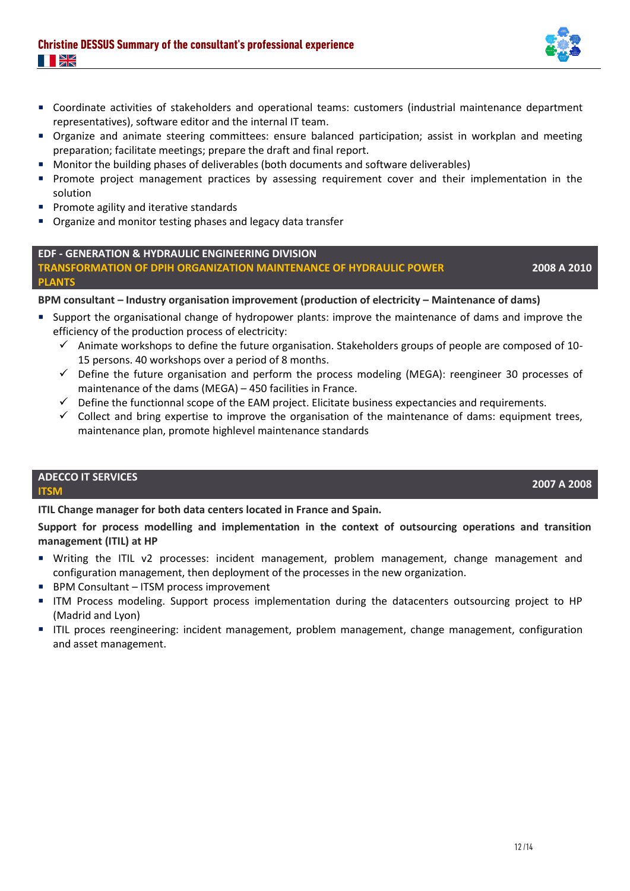- Coordinate activities of stakeholders and operational teams: customers (industrial maintenance department representatives), software editor and the internal IT team.
- Organize and animate steering committees: ensure balanced participation; assist in workplan and meeting preparation; facilitate meetings; prepare the draft and final report.
- Monitor the building phases of deliverables (both documents and software deliverables)
- Promote project management practices by assessing requirement cover and their implementation in the solution
- Promote agility and iterative standards
- Organize and monitor testing phases and legacy data transfer

## EDF - GENERATION & HYDRAULIC ENGINEERING DIVISION

### TRANSFORMATION OF DPIH ORGANIZATION MAINTENANCE OF HYDRAULIC POWER PLANTS — 2008 A 2010

**BPM consultant – Industry organisation improvement (production of electricity – Maintenance of dams)**

- Support the organisational change of hydropower plants: improve the maintenance of dams and improve the efficiency of the production process of electricity:
  - ✓ Animate workshops to define the future organisation. Stakeholders groups of people are composed of 10-15 persons. 40 workshops over a period of 8 months.
  - ✓ Define the future organisation and perform the process modeling (MEGA): reengineer 30 processes of maintenance of the dams (MEGA) – 450 facilities in France.
  - ✓ Define the functionnal scope of the EAM project. Elicitate business expectancies and requirements.
  - ✓ Collect and bring expertise to improve the organisation of the maintenance of dams: equipment trees, maintenance plan, promote highlevel maintenance standards

## ADECCO IT SERVICES

### ITSM — 2007 A 2008

**ITIL Change manager for both data centers located in France and Spain.**

**Support for process modelling and implementation in the context of outsourcing operations and transition management (ITIL) at HP**

- Writing the ITIL v2 processes: incident management, problem management, change management and configuration management, then deployment of the processes in the new organization.
- BPM Consultant – ITSM process improvement
- ITM Process modeling. Support process implementation during the datacenters outsourcing project to HP (Madrid and Lyon)
- ITIL proces reengineering: incident management, problem management, change management, configuration and asset management.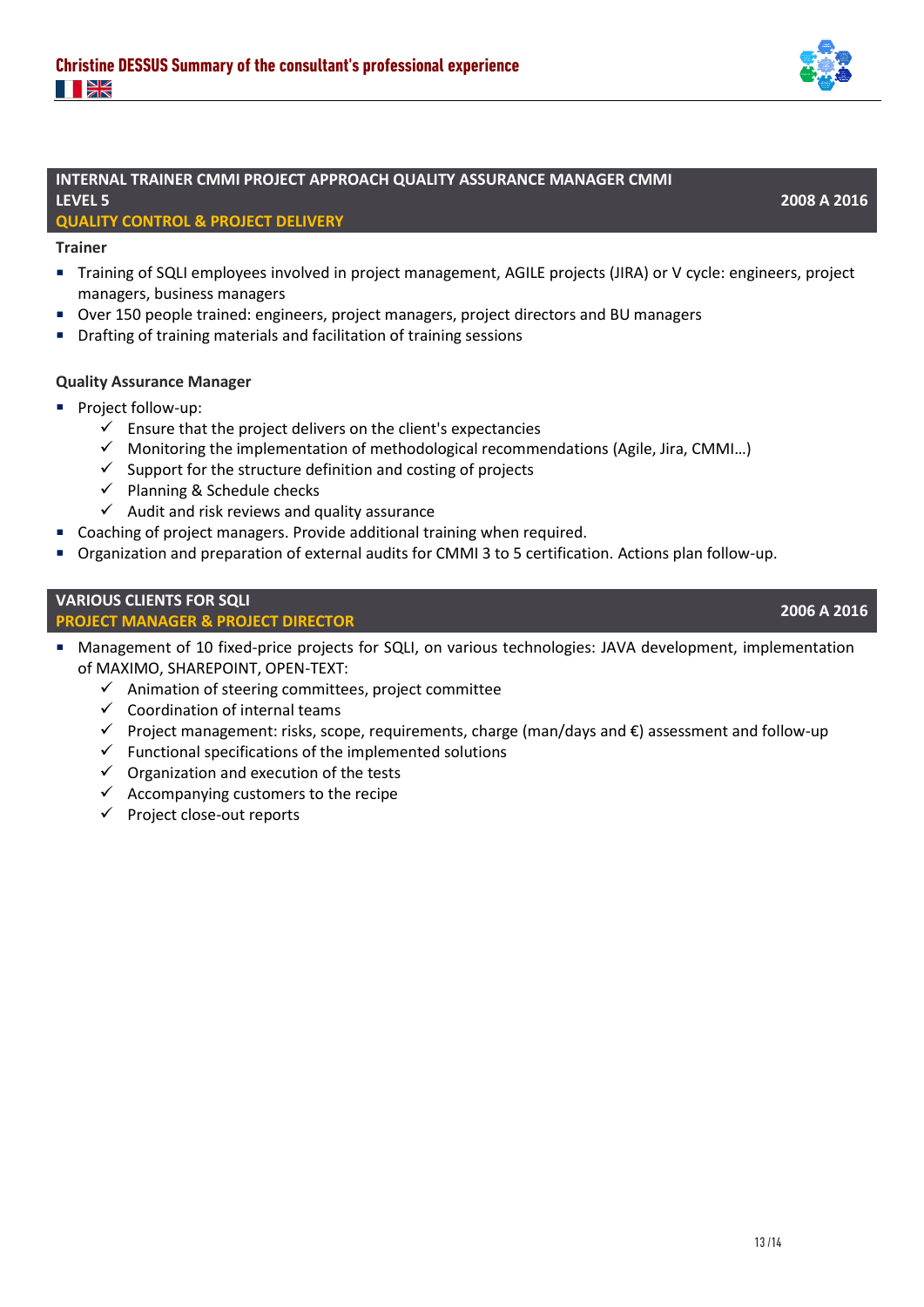## INTERNAL TRAINER CMMI PROJECT APPROACH QUALITY ASSURANCE MANAGER CMMI LEVEL 5 — 2008 A 2016

### QUALITY CONTROL & PROJECT DELIVERY

**Trainer**

- Training of SQLI employees involved in project management, AGILE projects (JIRA) or V cycle: engineers, project managers, business managers
- Over 150 people trained: engineers, project managers, project directors and BU managers
- Drafting of training materials and facilitation of training sessions

**Quality Assurance Manager**

- Project follow-up:
  - ✓ Ensure that the project delivers on the client's expectancies
  - ✓ Monitoring the implementation of methodological recommendations (Agile, Jira, CMMI…)
  - ✓ Support for the structure definition and costing of projects
  - ✓ Planning & Schedule checks
  - ✓ Audit and risk reviews and quality assurance
- Coaching of project managers. Provide additional training when required.
- Organization and preparation of external audits for CMMI 3 to 5 certification. Actions plan follow-up.

## VARIOUS CLIENTS FOR SQLI — 2006 A 2016

### PROJECT MANAGER & PROJECT DIRECTOR

- Management of 10 fixed-price projects for SQLI, on various technologies: JAVA development, implementation of MAXIMO, SHAREPOINT, OPEN-TEXT:
  - ✓ Animation of steering committees, project committee
  - ✓ Coordination of internal teams
  - ✓ Project management: risks, scope, requirements, charge (man/days and €) assessment and follow-up
  - ✓ Functional specifications of the implemented solutions
  - ✓ Organization and execution of the tests
  - ✓ Accompanying customers to the recipe
  - ✓ Project close-out reports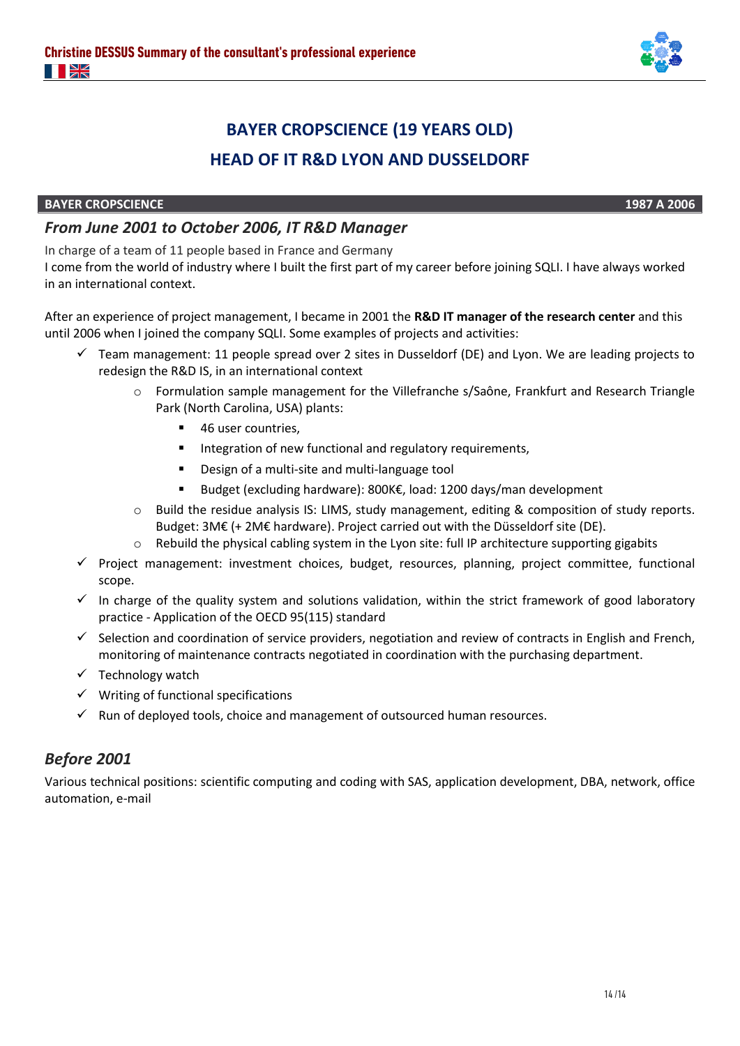# BAYER CROPSCIENCE (19 YEARS OLD)

# HEAD OF IT R&D LYON AND DUSSELDORF

**BAYER CROPSCIENCE** **1987 A 2006**

## *From June 2001 to October 2006, IT R&D Manager*

In charge of a team of 11 people based in France and Germany

I come from the world of industry where I built the first part of my career before joining SQLI. I have always worked in an international context.

After an experience of project management, I became in 2001 the **R&D IT manager of the research center** and this until 2006 when I joined the company SQLI. Some examples of projects and activities:

- ✓ Team management: 11 people spread over 2 sites in Dusseldorf (DE) and Lyon. We are leading projects to redesign the R&D IS, in an international context
  - Formulation sample management for the Villefranche s/Saône, Frankfurt and Research Triangle Park (North Carolina, USA) plants:
    - 46 user countries,
    - Integration of new functional and regulatory requirements,
    - Design of a multi-site and multi-language tool
    - Budget (excluding hardware): 800K€, load: 1200 days/man development
  - Build the residue analysis IS: LIMS, study management, editing & composition of study reports. Budget: 3M€ (+ 2M€ hardware). Project carried out with the Düsseldorf site (DE).
  - Rebuild the physical cabling system in the Lyon site: full IP architecture supporting gigabits
- ✓ Project management: investment choices, budget, resources, planning, project committee, functional scope.
- ✓ In charge of the quality system and solutions validation, within the strict framework of good laboratory practice - Application of the OECD 95(115) standard
- ✓ Selection and coordination of service providers, negotiation and review of contracts in English and French, monitoring of maintenance contracts negotiated in coordination with the purchasing department.
- ✓ Technology watch
- ✓ Writing of functional specifications
- ✓ Run of deployed tools, choice and management of outsourced human resources.

## *Before 2001*

Various technical positions: scientific computing and coding with SAS, application development, DBA, network, office automation, e-mail